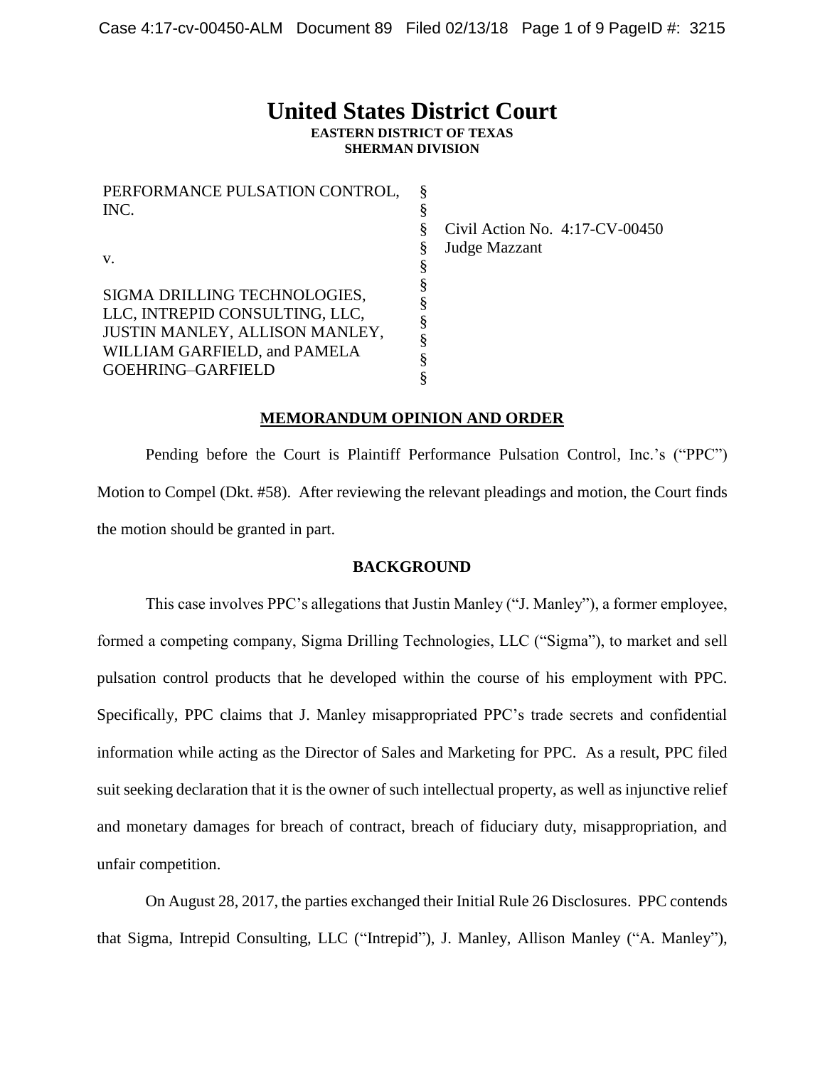# United States District Court

**EASTERN DISTRICT OF TEXAS**
**SHERMAN DIVISION**

| | | |
|---|---|---|
| PERFORMANCE PULSATION CONTROL, INC. | § | |
| | § | Civil Action No. 4:17-CV-00450 |
| v. | § | Judge Mazzant |
| | § | |
| SIGMA DRILLING TECHNOLOGIES, LLC, INTREPID CONSULTING, LLC, JUSTIN MANLEY, ALLISON MANLEY, WILLIAM GARFIELD, and PAMELA GOEHRING–GARFIELD | § | |

## MEMORANDUM OPINION AND ORDER

Pending before the Court is Plaintiff Performance Pulsation Control, Inc.'s ("PPC") Motion to Compel (Dkt. #58). After reviewing the relevant pleadings and motion, the Court finds the motion should be granted in part.

## BACKGROUND

This case involves PPC's allegations that Justin Manley ("J. Manley"), a former employee, formed a competing company, Sigma Drilling Technologies, LLC ("Sigma"), to market and sell pulsation control products that he developed within the course of his employment with PPC. Specifically, PPC claims that J. Manley misappropriated PPC's trade secrets and confidential information while acting as the Director of Sales and Marketing for PPC. As a result, PPC filed suit seeking declaration that it is the owner of such intellectual property, as well as injunctive relief and monetary damages for breach of contract, breach of fiduciary duty, misappropriation, and unfair competition.

On August 28, 2017, the parties exchanged their Initial Rule 26 Disclosures. PPC contends that Sigma, Intrepid Consulting, LLC ("Intrepid"), J. Manley, Allison Manley ("A. Manley"),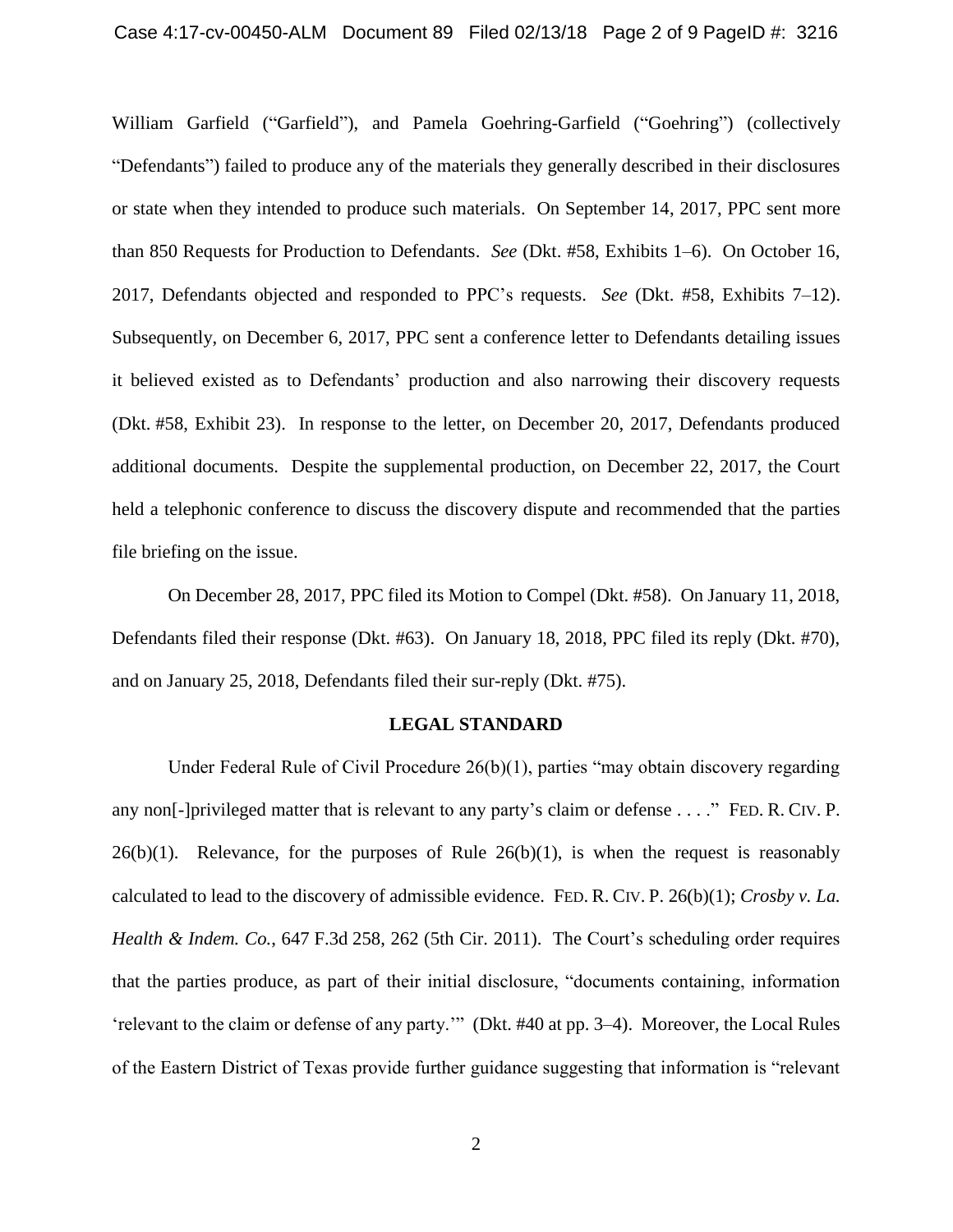William Garfield ("Garfield"), and Pamela Goehring-Garfield ("Goehring") (collectively "Defendants") failed to produce any of the materials they generally described in their disclosures or state when they intended to produce such materials. On September 14, 2017, PPC sent more than 850 Requests for Production to Defendants. *See* (Dkt. #58, Exhibits 1–6). On October 16, 2017, Defendants objected and responded to PPC's requests. *See* (Dkt. #58, Exhibits 7–12). Subsequently, on December 6, 2017, PPC sent a conference letter to Defendants detailing issues it believed existed as to Defendants' production and also narrowing their discovery requests (Dkt. #58, Exhibit 23). In response to the letter, on December 20, 2017, Defendants produced additional documents. Despite the supplemental production, on December 22, 2017, the Court held a telephonic conference to discuss the discovery dispute and recommended that the parties file briefing on the issue.

On December 28, 2017, PPC filed its Motion to Compel (Dkt. #58). On January 11, 2018, Defendants filed their response (Dkt. #63). On January 18, 2018, PPC filed its reply (Dkt. #70), and on January 25, 2018, Defendants filed their sur-reply (Dkt. #75).

## LEGAL STANDARD

Under Federal Rule of Civil Procedure 26(b)(1), parties "may obtain discovery regarding any non[-]privileged matter that is relevant to any party's claim or defense . . . ." FED. R. CIV. P. 26(b)(1). Relevance, for the purposes of Rule 26(b)(1), is when the request is reasonably calculated to lead to the discovery of admissible evidence. FED. R. CIV. P. 26(b)(1); *Crosby v. La. Health & Indem. Co.*, 647 F.3d 258, 262 (5th Cir. 2011). The Court's scheduling order requires that the parties produce, as part of their initial disclosure, "documents containing, information 'relevant to the claim or defense of any party.'" (Dkt. #40 at pp. 3–4). Moreover, the Local Rules of the Eastern District of Texas provide further guidance suggesting that information is "relevant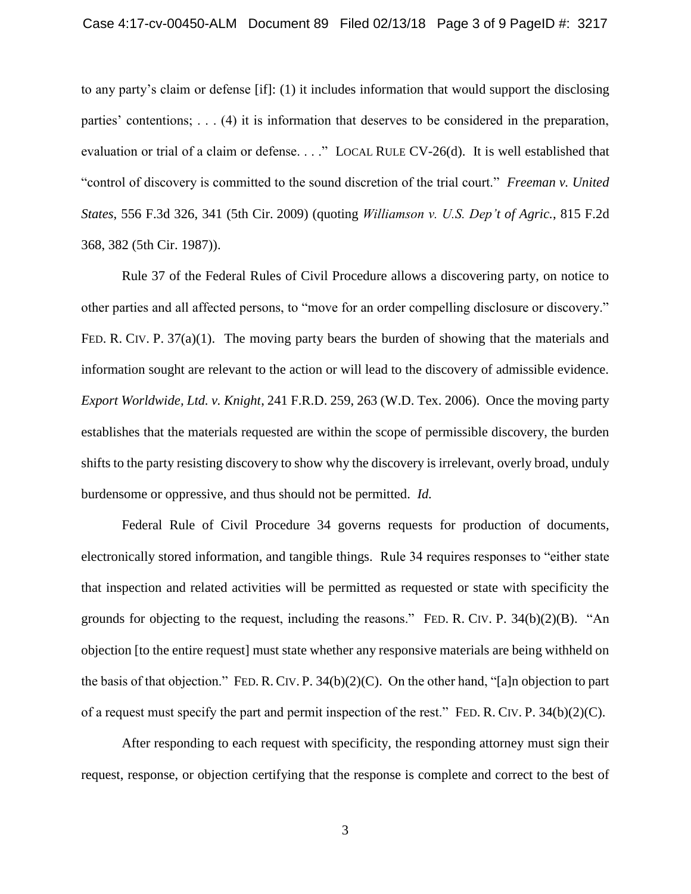to any party's claim or defense [if]: (1) it includes information that would support the disclosing parties' contentions; . . . (4) it is information that deserves to be considered in the preparation, evaluation or trial of a claim or defense. . . ." LOCAL RULE CV-26(d). It is well established that "control of discovery is committed to the sound discretion of the trial court." *Freeman v. United States*, 556 F.3d 326, 341 (5th Cir. 2009) (quoting *Williamson v. U.S. Dep't of Agric.*, 815 F.2d 368, 382 (5th Cir. 1987)).

Rule 37 of the Federal Rules of Civil Procedure allows a discovering party, on notice to other parties and all affected persons, to "move for an order compelling disclosure or discovery." FED. R. CIV. P. 37(a)(1). The moving party bears the burden of showing that the materials and information sought are relevant to the action or will lead to the discovery of admissible evidence. *Export Worldwide, Ltd. v. Knight*, 241 F.R.D. 259, 263 (W.D. Tex. 2006). Once the moving party establishes that the materials requested are within the scope of permissible discovery, the burden shifts to the party resisting discovery to show why the discovery is irrelevant, overly broad, unduly burdensome or oppressive, and thus should not be permitted. *Id.*

Federal Rule of Civil Procedure 34 governs requests for production of documents, electronically stored information, and tangible things. Rule 34 requires responses to "either state that inspection and related activities will be permitted as requested or state with specificity the grounds for objecting to the request, including the reasons." FED. R. CIV. P. 34(b)(2)(B). "An objection [to the entire request] must state whether any responsive materials are being withheld on the basis of that objection." FED. R. CIV. P. 34(b)(2)(C). On the other hand, "[a]n objection to part of a request must specify the part and permit inspection of the rest." FED. R. CIV. P. 34(b)(2)(C).

After responding to each request with specificity, the responding attorney must sign their request, response, or objection certifying that the response is complete and correct to the best of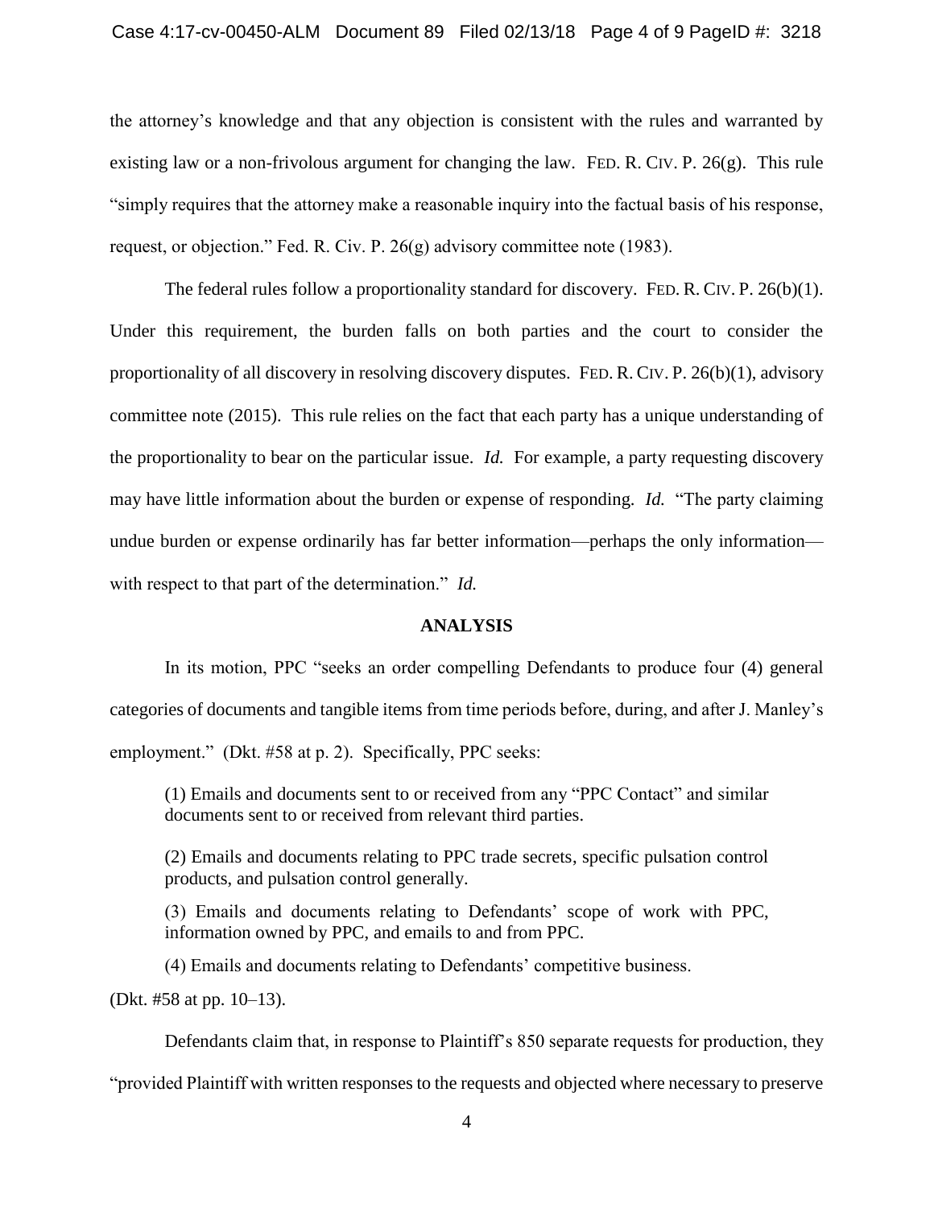the attorney's knowledge and that any objection is consistent with the rules and warranted by existing law or a non-frivolous argument for changing the law. FED. R. CIV. P. 26(g). This rule "simply requires that the attorney make a reasonable inquiry into the factual basis of his response, request, or objection." Fed. R. Civ. P. 26(g) advisory committee note (1983).

The federal rules follow a proportionality standard for discovery. FED. R. CIV. P. 26(b)(1). Under this requirement, the burden falls on both parties and the court to consider the proportionality of all discovery in resolving discovery disputes. FED. R. CIV. P. 26(b)(1), advisory committee note (2015). This rule relies on the fact that each party has a unique understanding of the proportionality to bear on the particular issue. *Id.* For example, a party requesting discovery may have little information about the burden or expense of responding. *Id.* "The party claiming undue burden or expense ordinarily has far better information—perhaps the only information—with respect to that part of the determination." *Id.*

## ANALYSIS

In its motion, PPC "seeks an order compelling Defendants to produce four (4) general categories of documents and tangible items from time periods before, during, and after J. Manley's employment." (Dkt. #58 at p. 2). Specifically, PPC seeks:

> (1) Emails and documents sent to or received from any "PPC Contact" and similar documents sent to or received from relevant third parties.
>
> (2) Emails and documents relating to PPC trade secrets, specific pulsation control products, and pulsation control generally.
>
> (3) Emails and documents relating to Defendants' scope of work with PPC, information owned by PPC, and emails to and from PPC.
>
> (4) Emails and documents relating to Defendants' competitive business.

(Dkt. #58 at pp. 10–13).

Defendants claim that, in response to Plaintiff's 850 separate requests for production, they "provided Plaintiff with written responses to the requests and objected where necessary to preserve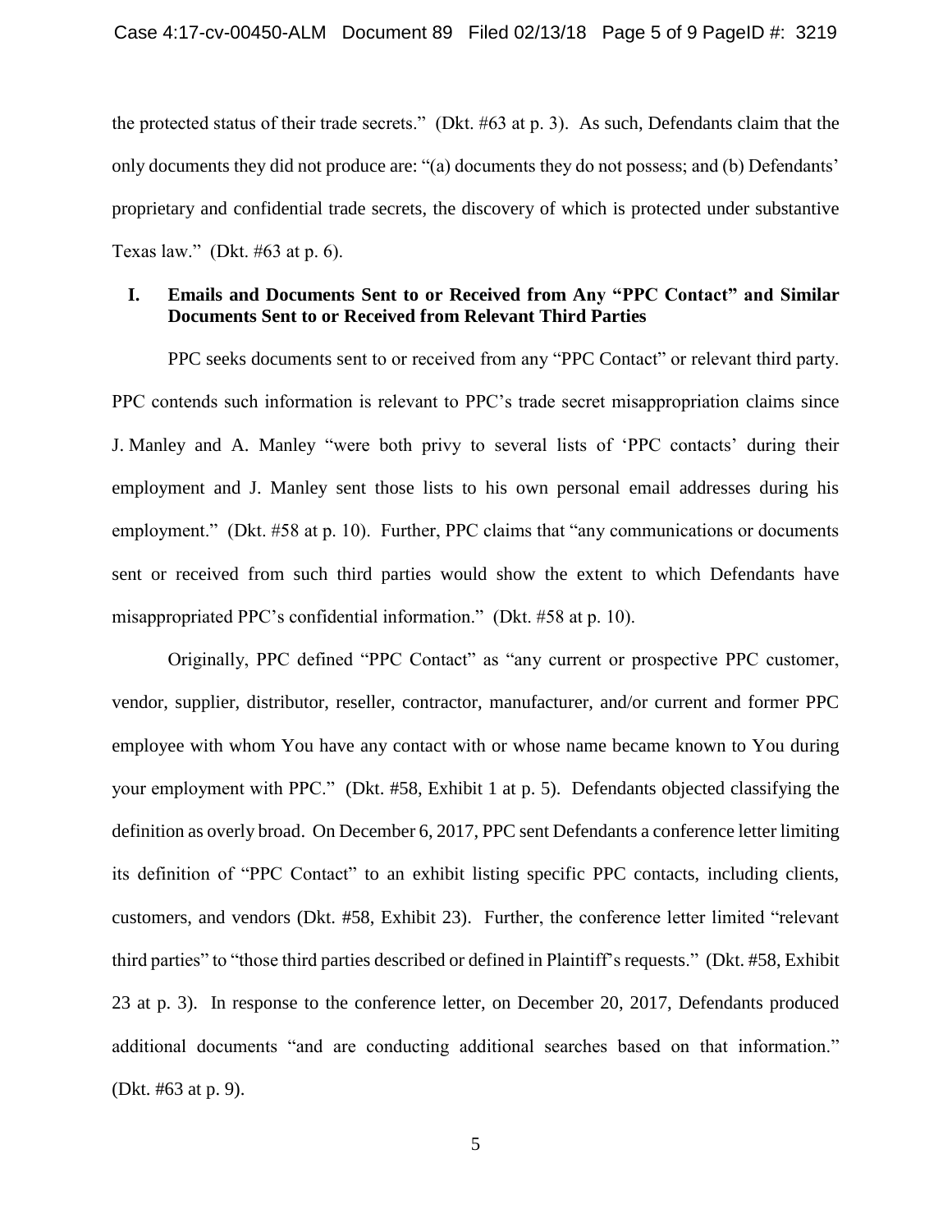the protected status of their trade secrets." (Dkt. #63 at p. 3). As such, Defendants claim that the only documents they did not produce are: "(a) documents they do not possess; and (b) Defendants' proprietary and confidential trade secrets, the discovery of which is protected under substantive Texas law." (Dkt. #63 at p. 6).

## I. Emails and Documents Sent to or Received from Any "PPC Contact" and Similar Documents Sent to or Received from Relevant Third Parties

PPC seeks documents sent to or received from any "PPC Contact" or relevant third party. PPC contends such information is relevant to PPC's trade secret misappropriation claims since J. Manley and A. Manley "were both privy to several lists of 'PPC contacts' during their employment and J. Manley sent those lists to his own personal email addresses during his employment." (Dkt. #58 at p. 10). Further, PPC claims that "any communications or documents sent or received from such third parties would show the extent to which Defendants have misappropriated PPC's confidential information." (Dkt. #58 at p. 10).

Originally, PPC defined "PPC Contact" as "any current or prospective PPC customer, vendor, supplier, distributor, reseller, contractor, manufacturer, and/or current and former PPC employee with whom You have any contact with or whose name became known to You during your employment with PPC." (Dkt. #58, Exhibit 1 at p. 5). Defendants objected classifying the definition as overly broad. On December 6, 2017, PPC sent Defendants a conference letter limiting its definition of "PPC Contact" to an exhibit listing specific PPC contacts, including clients, customers, and vendors (Dkt. #58, Exhibit 23). Further, the conference letter limited "relevant third parties" to "those third parties described or defined in Plaintiff's requests." (Dkt. #58, Exhibit 23 at p. 3). In response to the conference letter, on December 20, 2017, Defendants produced additional documents "and are conducting additional searches based on that information." (Dkt. #63 at p. 9).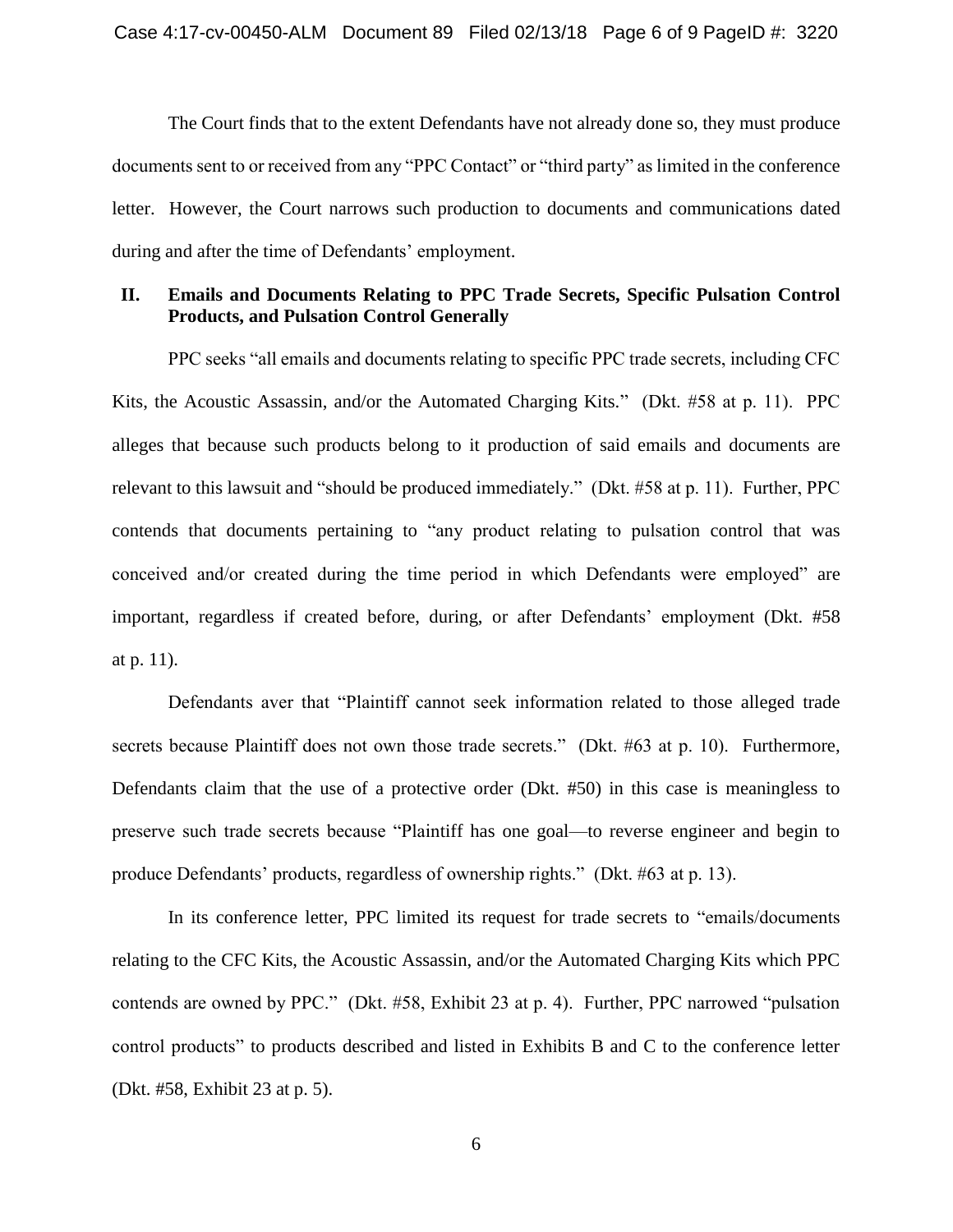The Court finds that to the extent Defendants have not already done so, they must produce documents sent to or received from any "PPC Contact" or "third party" as limited in the conference letter. However, the Court narrows such production to documents and communications dated during and after the time of Defendants' employment.

## II. Emails and Documents Relating to PPC Trade Secrets, Specific Pulsation Control Products, and Pulsation Control Generally

PPC seeks "all emails and documents relating to specific PPC trade secrets, including CFC Kits, the Acoustic Assassin, and/or the Automated Charging Kits." (Dkt. #58 at p. 11). PPC alleges that because such products belong to it production of said emails and documents are relevant to this lawsuit and "should be produced immediately." (Dkt. #58 at p. 11). Further, PPC contends that documents pertaining to "any product relating to pulsation control that was conceived and/or created during the time period in which Defendants were employed" are important, regardless if created before, during, or after Defendants' employment (Dkt. #58 at p. 11).

Defendants aver that "Plaintiff cannot seek information related to those alleged trade secrets because Plaintiff does not own those trade secrets." (Dkt. #63 at p. 10). Furthermore, Defendants claim that the use of a protective order (Dkt. #50) in this case is meaningless to preserve such trade secrets because "Plaintiff has one goal—to reverse engineer and begin to produce Defendants' products, regardless of ownership rights." (Dkt. #63 at p. 13).

In its conference letter, PPC limited its request for trade secrets to "emails/documents relating to the CFC Kits, the Acoustic Assassin, and/or the Automated Charging Kits which PPC contends are owned by PPC." (Dkt. #58, Exhibit 23 at p. 4). Further, PPC narrowed "pulsation control products" to products described and listed in Exhibits B and C to the conference letter (Dkt. #58, Exhibit 23 at p. 5).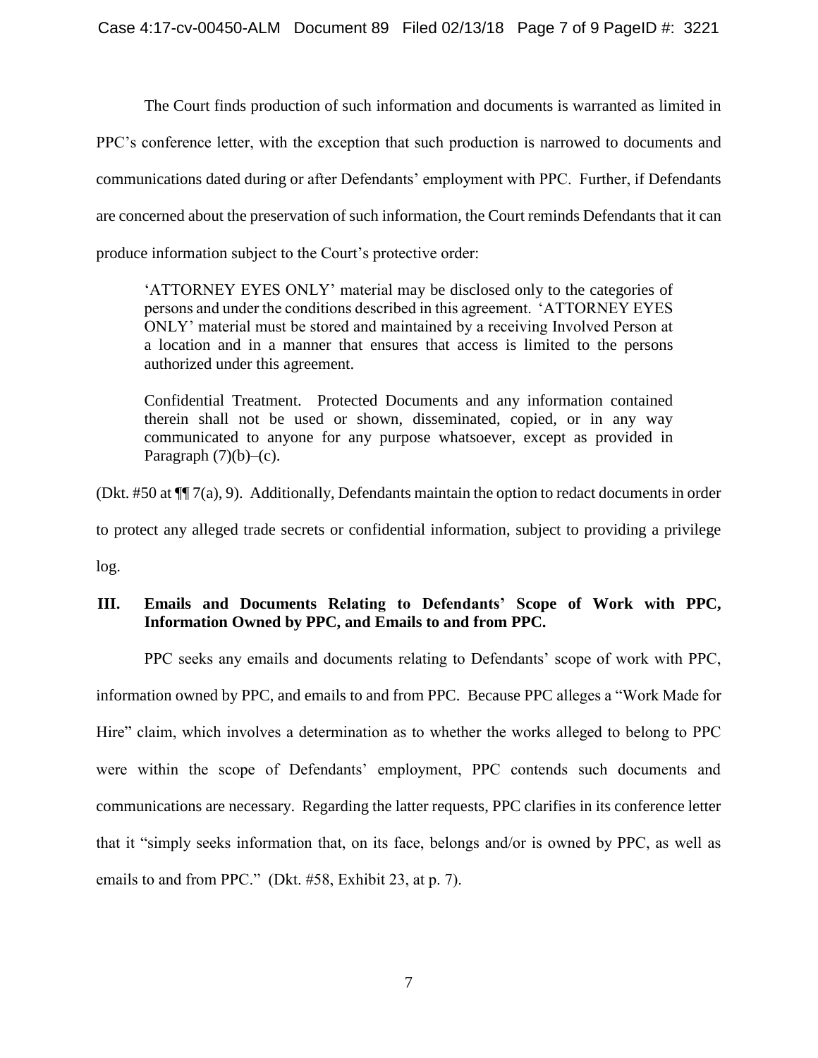The Court finds production of such information and documents is warranted as limited in PPC's conference letter, with the exception that such production is narrowed to documents and communications dated during or after Defendants' employment with PPC. Further, if Defendants are concerned about the preservation of such information, the Court reminds Defendants that it can produce information subject to the Court's protective order:

> 'ATTORNEY EYES ONLY' material may be disclosed only to the categories of persons and under the conditions described in this agreement. 'ATTORNEY EYES ONLY' material must be stored and maintained by a receiving Involved Person at a location and in a manner that ensures that access is limited to the persons authorized under this agreement.
>
> Confidential Treatment. Protected Documents and any information contained therein shall not be used or shown, disseminated, copied, or in any way communicated to anyone for any purpose whatsoever, except as provided in Paragraph (7)(b)–(c).

(Dkt. #50 at ¶¶ 7(a), 9). Additionally, Defendants maintain the option to redact documents in order to protect any alleged trade secrets or confidential information, subject to providing a privilege log.

## III. Emails and Documents Relating to Defendants' Scope of Work with PPC, Information Owned by PPC, and Emails to and from PPC.

PPC seeks any emails and documents relating to Defendants' scope of work with PPC, information owned by PPC, and emails to and from PPC. Because PPC alleges a "Work Made for Hire" claim, which involves a determination as to whether the works alleged to belong to PPC were within the scope of Defendants' employment, PPC contends such documents and communications are necessary. Regarding the latter requests, PPC clarifies in its conference letter that it "simply seeks information that, on its face, belongs and/or is owned by PPC, as well as emails to and from PPC." (Dkt. #58, Exhibit 23, at p. 7).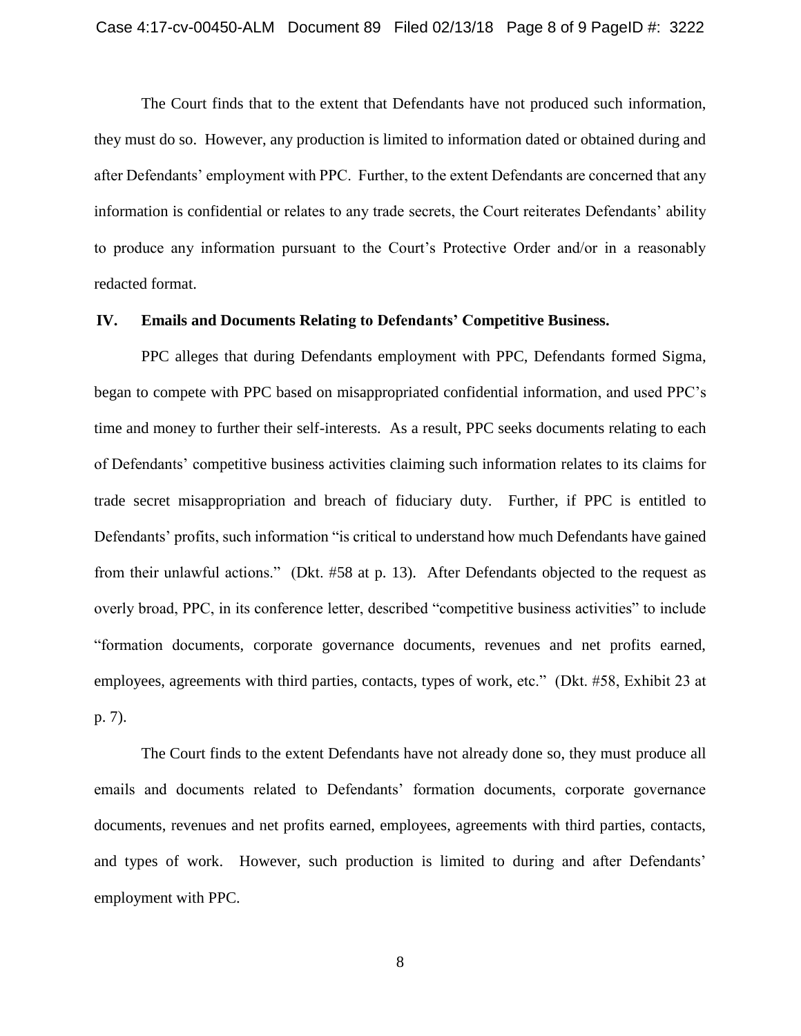The Court finds that to the extent that Defendants have not produced such information, they must do so. However, any production is limited to information dated or obtained during and after Defendants' employment with PPC. Further, to the extent Defendants are concerned that any information is confidential or relates to any trade secrets, the Court reiterates Defendants' ability to produce any information pursuant to the Court's Protective Order and/or in a reasonably redacted format.

## IV. Emails and Documents Relating to Defendants' Competitive Business.

PPC alleges that during Defendants employment with PPC, Defendants formed Sigma, began to compete with PPC based on misappropriated confidential information, and used PPC's time and money to further their self-interests. As a result, PPC seeks documents relating to each of Defendants' competitive business activities claiming such information relates to its claims for trade secret misappropriation and breach of fiduciary duty. Further, if PPC is entitled to Defendants' profits, such information "is critical to understand how much Defendants have gained from their unlawful actions." (Dkt. #58 at p. 13). After Defendants objected to the request as overly broad, PPC, in its conference letter, described "competitive business activities" to include "formation documents, corporate governance documents, revenues and net profits earned, employees, agreements with third parties, contacts, types of work, etc." (Dkt. #58, Exhibit 23 at p. 7).

The Court finds to the extent Defendants have not already done so, they must produce all emails and documents related to Defendants' formation documents, corporate governance documents, revenues and net profits earned, employees, agreements with third parties, contacts, and types of work. However, such production is limited to during and after Defendants' employment with PPC.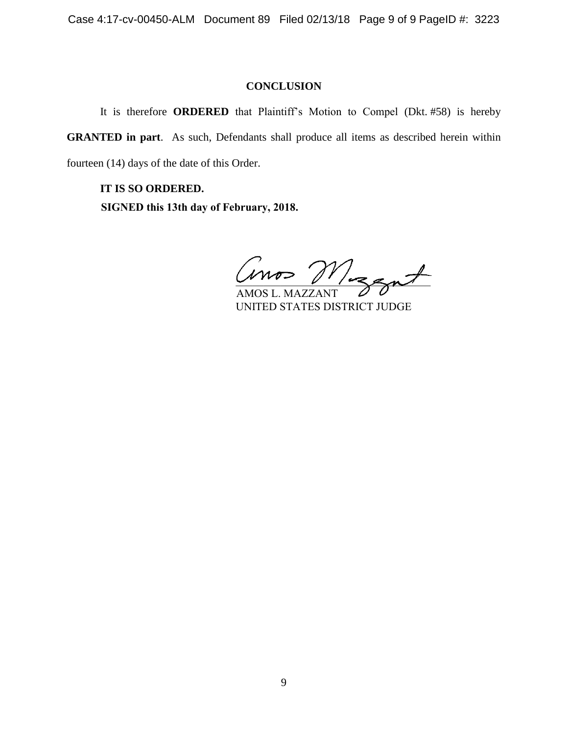## CONCLUSION

It is therefore **ORDERED** that Plaintiff's Motion to Compel (Dkt. #58) is hereby **GRANTED in part**. As such, Defendants shall produce all items as described herein within fourteen (14) days of the date of this Order.

**IT IS SO ORDERED.**

**SIGNED this 13th day of February, 2018.**

AMOS L. MAZZANT
UNITED STATES DISTRICT JUDGE